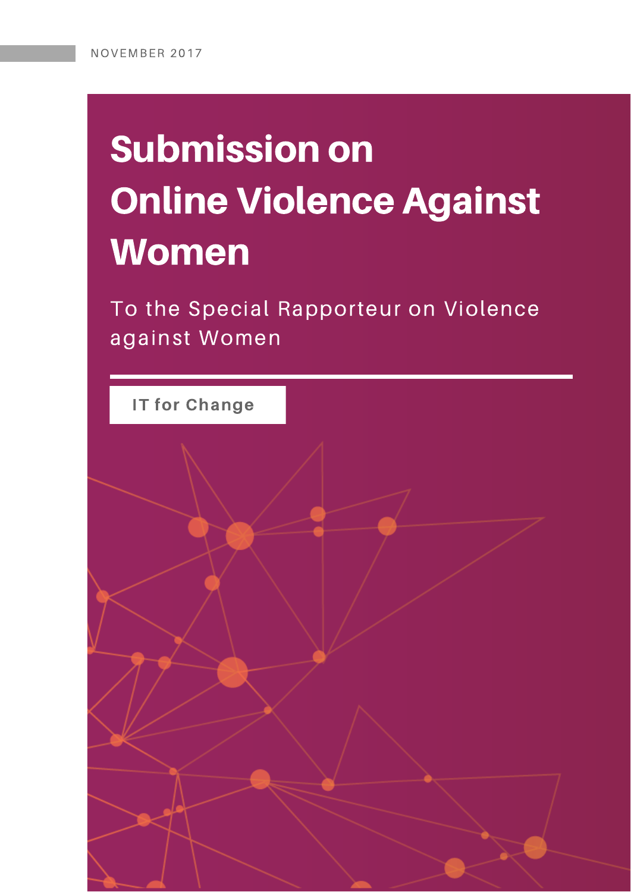NOVEMBER 2017

# Submission on Online Violence Against Women

To the Special Rapporteur on Violence against Women

IT for Change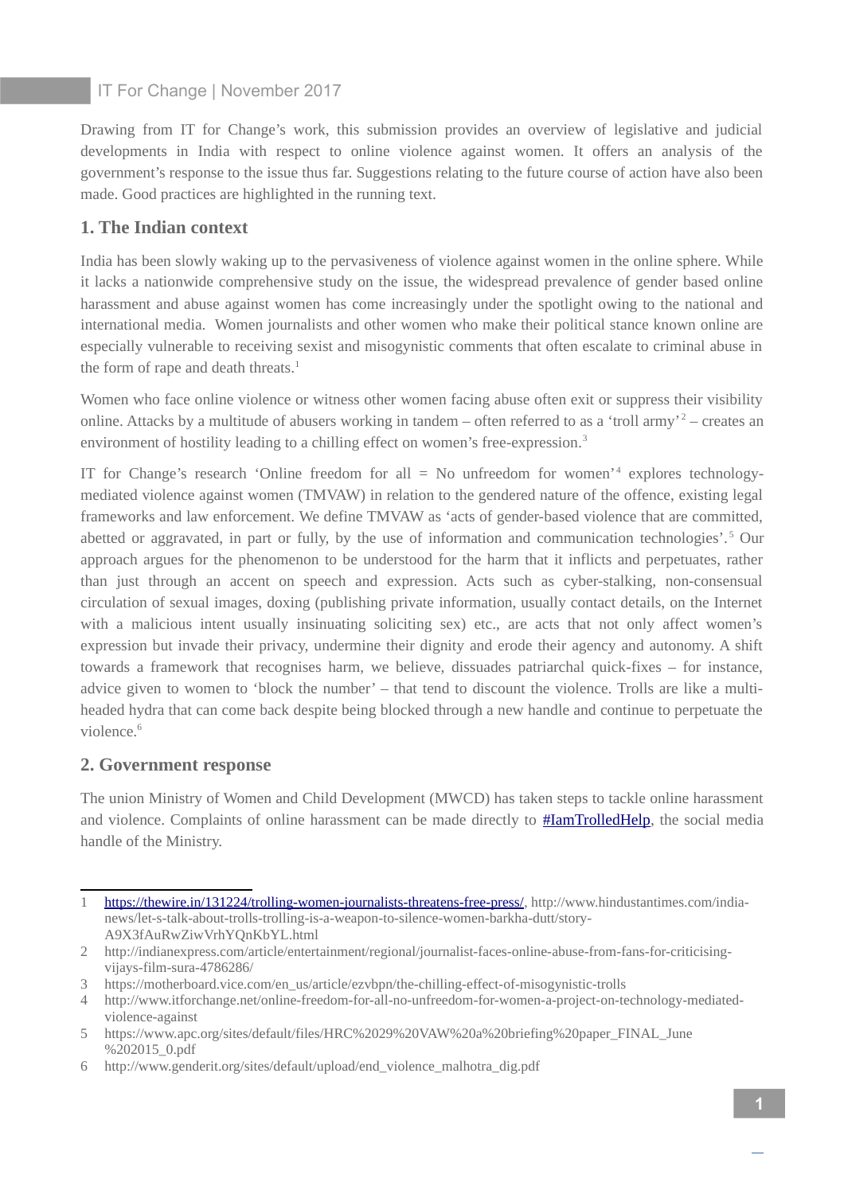Drawing from IT for Change's work, this submission provides an overview of legislative and judicial developments in India with respect to online violence against women. It offers an analysis of the government's response to the issue thus far. Suggestions relating to the future course of action have also been made. Good practices are highlighted in the running text.

## 1. The Indian context

India has been slowly waking up to the pervasiveness of violence against women in the online sphere. While it lacks a nationwide comprehensive study on the issue, the widespread prevalence of gender based online harassment and abuse against women has come increasingly under the spotlight owing to the national and international media. Women journalists and other women who make their political stance known online are especially vulnerable to receiving sexist and misogynistic comments that often escalate to criminal abuse in the form of rape and death threats.[1]

Women who face online violence or witness other women facing abuse often exit or suppress their visibility online. Attacks by a multitude of abusers working in tandem – often referred to as a 'troll army'[2] – creates an environment of hostility leading to a chilling effect on women's free-expression.[3]

IT for Change's research 'Online freedom for all = No unfreedom for women'[4] explores technology-mediated violence against women (TMVAW) in relation to the gendered nature of the offence, existing legal frameworks and law enforcement. We define TMVAW as 'acts of gender-based violence that are committed, abetted or aggravated, in part or fully, by the use of information and communication technologies'.[5] Our approach argues for the phenomenon to be understood for the harm that it inflicts and perpetuates, rather than just through an accent on speech and expression. Acts such as cyber-stalking, non-consensual circulation of sexual images, doxing (publishing private information, usually contact details, on the Internet with a malicious intent usually insinuating soliciting sex) etc., are acts that not only affect women's expression but invade their privacy, undermine their dignity and erode their agency and autonomy. A shift towards a framework that recognises harm, we believe, dissuades patriarchal quick-fixes – for instance, advice given to women to 'block the number' – that tend to discount the violence. Trolls are like a multi-headed hydra that can come back despite being blocked through a new handle and continue to perpetuate the violence.[6]

## 2. Government response

The union Ministry of Women and Child Development (MWCD) has taken steps to tackle online harassment and violence. Complaints of online harassment can be made directly to #IamTrolledHelp, the social media handle of the Ministry.

---

1 https://thewire.in/131224/trolling-women-journalists-threatens-free-press/, http://www.hindustantimes.com/india-news/let-s-talk-about-trolls-trolling-is-a-weapon-to-silence-women-barkha-dutt/story-A9X3fAuRwZiwVrhYQnKbYL.html

2 http://indianexpress.com/article/entertainment/regional/journalist-faces-online-abuse-from-fans-for-criticising-vijays-film-sura-4786286/

3 https://motherboard.vice.com/en_us/article/ezvbpn/the-chilling-effect-of-misogynistic-trolls

4 http://www.itforchange.net/online-freedom-for-all-no-unfreedom-for-women-a-project-on-technology-mediated-violence-against

5 https://www.apc.org/sites/default/files/HRC%2029%20VAW%20a%20briefing%20paper_FINAL_June%202015_0.pdf

6 http://www.genderit.org/sites/default/upload/end_violence_malhotra_dig.pdf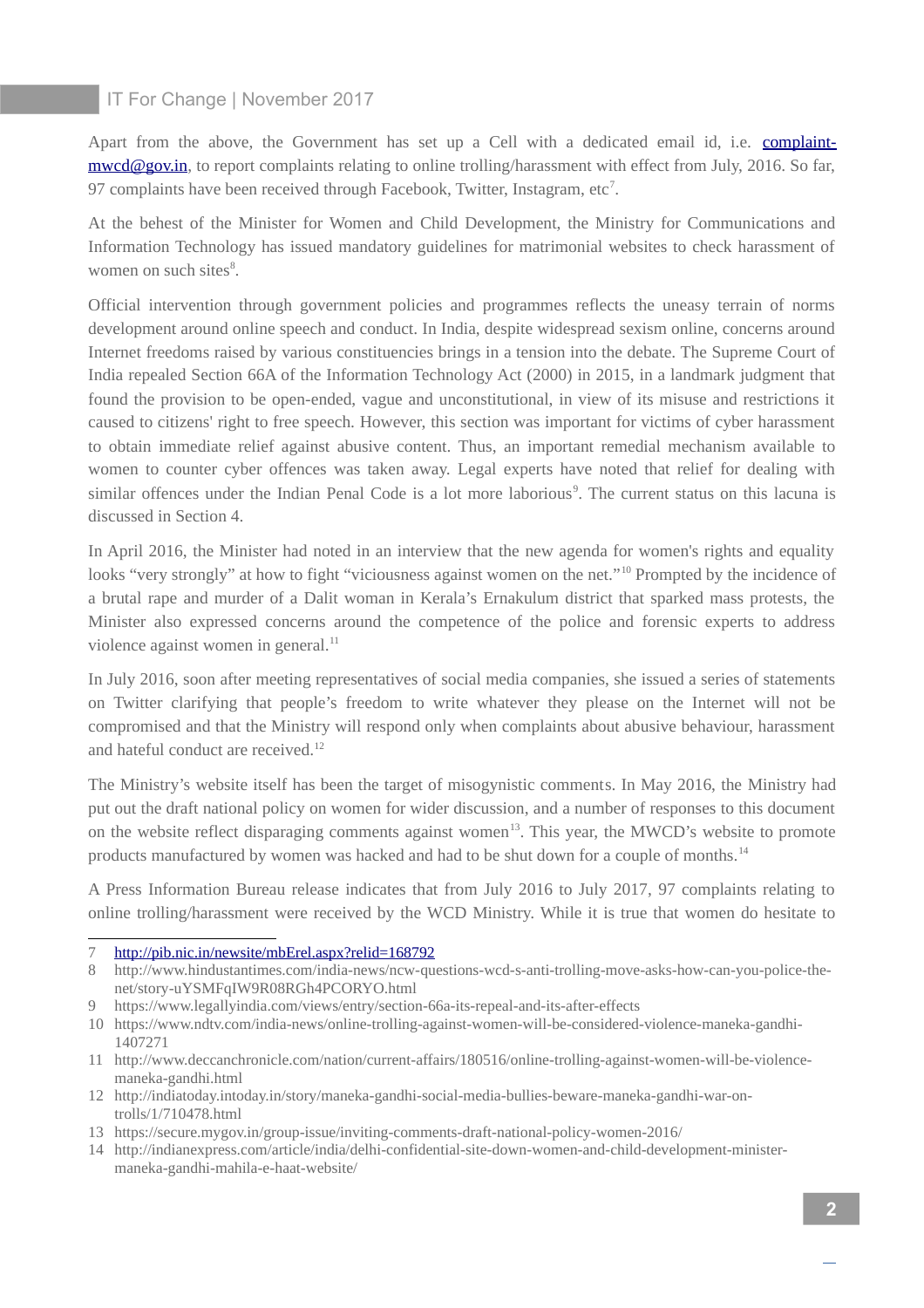Apart from the above, the Government has set up a Cell with a dedicated email id, i.e. complaint-mwcd@gov.in, to report complaints relating to online trolling/harassment with effect from July, 2016. So far, 97 complaints have been received through Facebook, Twitter, Instagram, etc[7].

At the behest of the Minister for Women and Child Development, the Ministry for Communications and Information Technology has issued mandatory guidelines for matrimonial websites to check harassment of women on such sites[8].

Official intervention through government policies and programmes reflects the uneasy terrain of norms development around online speech and conduct. In India, despite widespread sexism online, concerns around Internet freedoms raised by various constituencies brings in a tension into the debate. The Supreme Court of India repealed Section 66A of the Information Technology Act (2000) in 2015, in a landmark judgment that found the provision to be open-ended, vague and unconstitutional, in view of its misuse and restrictions it caused to citizens' right to free speech. However, this section was important for victims of cyber harassment to obtain immediate relief against abusive content. Thus, an important remedial mechanism available to women to counter cyber offences was taken away. Legal experts have noted that relief for dealing with similar offences under the Indian Penal Code is a lot more laborious[9]. The current status on this lacuna is discussed in Section 4.

In April 2016, the Minister had noted in an interview that the new agenda for women's rights and equality looks "very strongly" at how to fight "viciousness against women on the net."[10] Prompted by the incidence of a brutal rape and murder of a Dalit woman in Kerala's Ernakulum district that sparked mass protests, the Minister also expressed concerns around the competence of the police and forensic experts to address violence against women in general.[11]

In July 2016, soon after meeting representatives of social media companies, she issued a series of statements on Twitter clarifying that people's freedom to write whatever they please on the Internet will not be compromised and that the Ministry will respond only when complaints about abusive behaviour, harassment and hateful conduct are received.[12]

The Ministry's website itself has been the target of misogynistic comments. In May 2016, the Ministry had put out the draft national policy on women for wider discussion, and a number of responses to this document on the website reflect disparaging comments against women[13]. This year, the MWCD's website to promote products manufactured by women was hacked and had to be shut down for a couple of months.[14]

A Press Information Bureau release indicates that from July 2016 to July 2017, 97 complaints relating to online trolling/harassment were received by the WCD Ministry. While it is true that women do hesitate to

---

7 http://pib.nic.in/newsite/mbErel.aspx?relid=168792

8 http://www.hindustantimes.com/india-news/ncw-questions-wcd-s-anti-trolling-move-asks-how-can-you-police-the-net/story-uYSMFqIW9R08RGh4PCORYO.html

9 https://www.legallyindia.com/views/entry/section-66a-its-repeal-and-its-after-effects

10 https://www.ndtv.com/india-news/online-trolling-against-women-will-be-considered-violence-maneka-gandhi-1407271

11 http://www.deccanchronicle.com/nation/current-affairs/180516/online-trolling-against-women-will-be-violence-maneka-gandhi.html

12 http://indiatoday.intoday.in/story/maneka-gandhi-social-media-bullies-beware-maneka-gandhi-war-on-trolls/1/710478.html

13 https://secure.mygov.in/group-issue/inviting-comments-draft-national-policy-women-2016/

14 http://indianexpress.com/article/india/delhi-confidential-site-down-women-and-child-development-minister-maneka-gandhi-mahila-e-haat-website/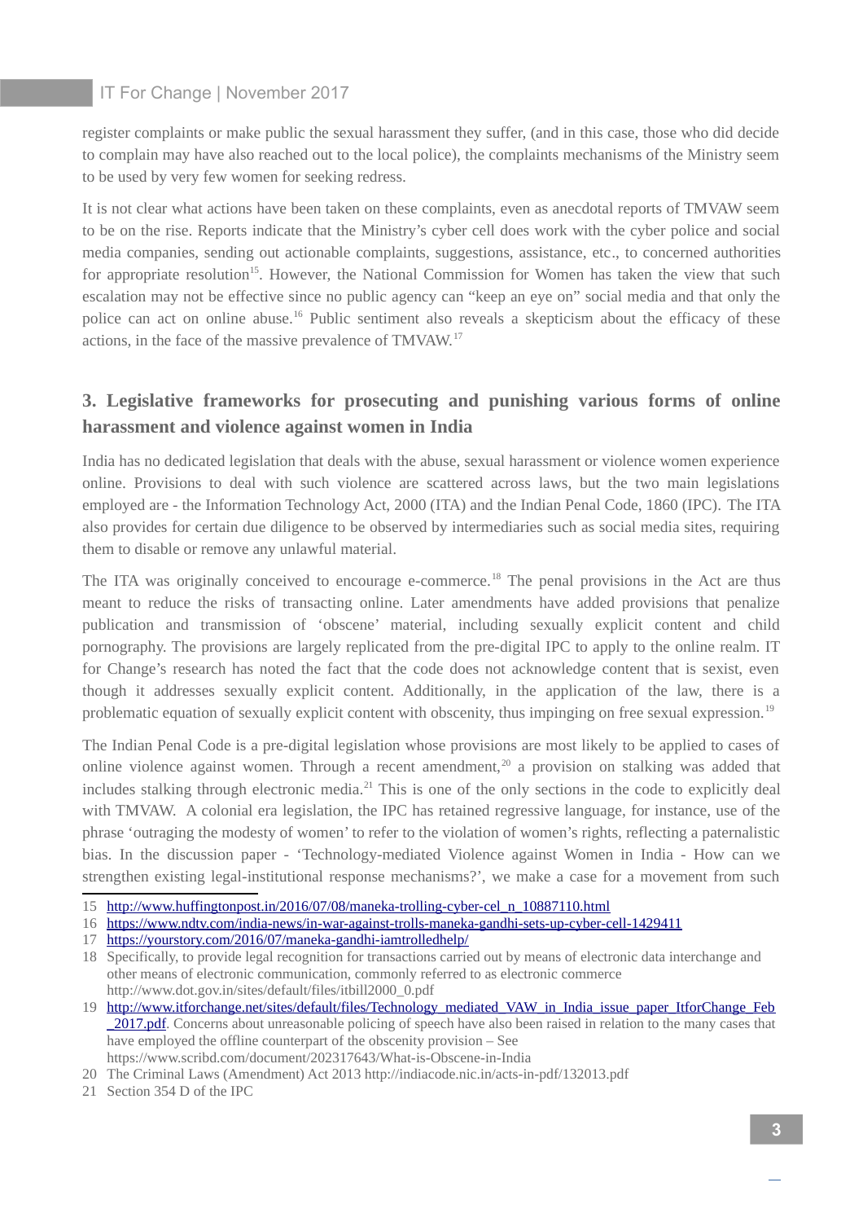register complaints or make public the sexual harassment they suffer, (and in this case, those who did decide to complain may have also reached out to the local police), the complaints mechanisms of the Ministry seem to be used by very few women for seeking redress.

It is not clear what actions have been taken on these complaints, even as anecdotal reports of TMVAW seem to be on the rise. Reports indicate that the Ministry's cyber cell does work with the cyber police and social media companies, sending out actionable complaints, suggestions, assistance, etc., to concerned authorities for appropriate resolution[15]. However, the National Commission for Women has taken the view that such escalation may not be effective since no public agency can "keep an eye on" social media and that only the police can act on online abuse.[16] Public sentiment also reveals a skepticism about the efficacy of these actions, in the face of the massive prevalence of TMVAW.[17]

## 3. Legislative frameworks for prosecuting and punishing various forms of online harassment and violence against women in India

India has no dedicated legislation that deals with the abuse, sexual harassment or violence women experience online. Provisions to deal with such violence are scattered across laws, but the two main legislations employed are - the Information Technology Act, 2000 (ITA) and the Indian Penal Code, 1860 (IPC). The ITA also provides for certain due diligence to be observed by intermediaries such as social media sites, requiring them to disable or remove any unlawful material.

The ITA was originally conceived to encourage e-commerce.[18] The penal provisions in the Act are thus meant to reduce the risks of transacting online. Later amendments have added provisions that penalize publication and transmission of 'obscene' material, including sexually explicit content and child pornography. The provisions are largely replicated from the pre-digital IPC to apply to the online realm. IT for Change's research has noted the fact that the code does not acknowledge content that is sexist, even though it addresses sexually explicit content. Additionally, in the application of the law, there is a problematic equation of sexually explicit content with obscenity, thus impinging on free sexual expression.[19]

The Indian Penal Code is a pre-digital legislation whose provisions are most likely to be applied to cases of online violence against women. Through a recent amendment,[20] a provision on stalking was added that includes stalking through electronic media.[21] This is one of the only sections in the code to explicitly deal with TMVAW. A colonial era legislation, the IPC has retained regressive language, for instance, use of the phrase 'outraging the modesty of women' to refer to the violation of women's rights, reflecting a paternalistic bias. In the discussion paper - 'Technology-mediated Violence against Women in India - How can we strengthen existing legal-institutional response mechanisms?', we make a case for a movement from such

---

15 http://www.huffingtonpost.in/2016/07/08/maneka-trolling-cyber-cel_n_10887110.html

16 https://www.ndtv.com/india-news/in-war-against-trolls-maneka-gandhi-sets-up-cyber-cell-1429411

17 https://yourstory.com/2016/07/maneka-gandhi-iamtrolledhelp/

18 Specifically, to provide legal recognition for transactions carried out by means of electronic data interchange and other means of electronic communication, commonly referred to as electronic commerce http://www.dot.gov.in/sites/default/files/itbill2000_0.pdf

19 http://www.itforchange.net/sites/default/files/Technology_mediated_VAW_in_India_issue_paper_ItforChange_Feb_2017.pdf. Concerns about unreasonable policing of speech have also been raised in relation to the many cases that have employed the offline counterpart of the obscenity provision – See https://www.scribd.com/document/202317643/What-is-Obscene-in-India

20 The Criminal Laws (Amendment) Act 2013 http://indiacode.nic.in/acts-in-pdf/132013.pdf

21 Section 354 D of the IPC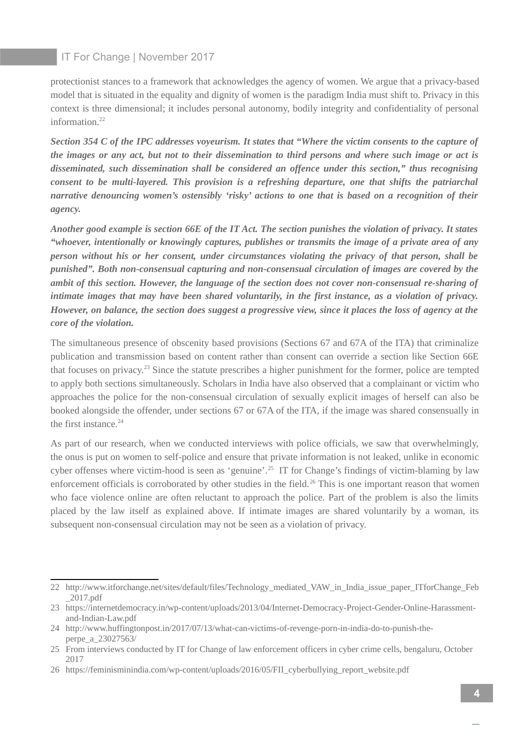protectionist stances to a framework that acknowledges the agency of women. We argue that a privacy-based model that is situated in the equality and dignity of women is the paradigm India must shift to. Privacy in this context is three dimensional; it includes personal autonomy, bodily integrity and confidentiality of personal information.[22]

***Section 354 C of the IPC addresses voyeurism. It states that "Where the victim consents to the capture of the images or any act, but not to their dissemination to third persons and where such image or act is disseminated, such dissemination shall be considered an offence under this section," thus recognising consent to be multi-layered. This provision is a refreshing departure, one that shifts the patriarchal narrative denouncing women's ostensibly 'risky' actions to one that is based on a recognition of their agency.***

***Another good example is section 66E of the IT Act. The section punishes the violation of privacy. It states "whoever, intentionally or knowingly captures, publishes or transmits the image of a private area of any person without his or her consent, under circumstances violating the privacy of that person, shall be punished". Both non-consensual capturing and non-consensual circulation of images are covered by the ambit of this section. However, the language of the section does not cover non-consensual re-sharing of intimate images that may have been shared voluntarily, in the first instance, as a violation of privacy. However, on balance, the section does suggest a progressive view, since it places the loss of agency at the core of the violation.***

The simultaneous presence of obscenity based provisions (Sections 67 and 67A of the ITA) that criminalize publication and transmission based on content rather than consent can override a section like Section 66E that focuses on privacy.[23] Since the statute prescribes a higher punishment for the former, police are tempted to apply both sections simultaneously. Scholars in India have also observed that a complainant or victim who approaches the police for the non-consensual circulation of sexually explicit images of herself can also be booked alongside the offender, under sections 67 or 67A of the ITA, if the image was shared consensually in the first instance.[24]

As part of our research, when we conducted interviews with police officials, we saw that overwhelmingly, the onus is put on women to self-police and ensure that private information is not leaked, unlike in economic cyber offenses where victim-hood is seen as 'genuine'.[25] IT for Change's findings of victim-blaming by law enforcement officials is corroborated by other studies in the field.[26] This is one important reason that women who face violence online are often reluctant to approach the police. Part of the problem is also the limits placed by the law itself as explained above. If intimate images are shared voluntarily by a woman, its subsequent non-consensual circulation may not be seen as a violation of privacy.

---

22 http://www.itforchange.net/sites/default/files/Technology_mediated_VAW_in_India_issue_paper_ITforChange_Feb_2017.pdf

23 https://internetdemocracy.in/wp-content/uploads/2013/04/Internet-Democracy-Project-Gender-Online-Harassment-and-Indian-Law.pdf

24 http://www.huffingtonpost.in/2017/07/13/what-can-victims-of-revenge-porn-in-india-do-to-punish-the-perpe_a_23027563/

25 From interviews conducted by IT for Change of law enforcement officers in cyber crime cells, bengaluru, October 2017

26 https://feminisminindia.com/wp-content/uploads/2016/05/FII_cyberbullying_report_website.pdf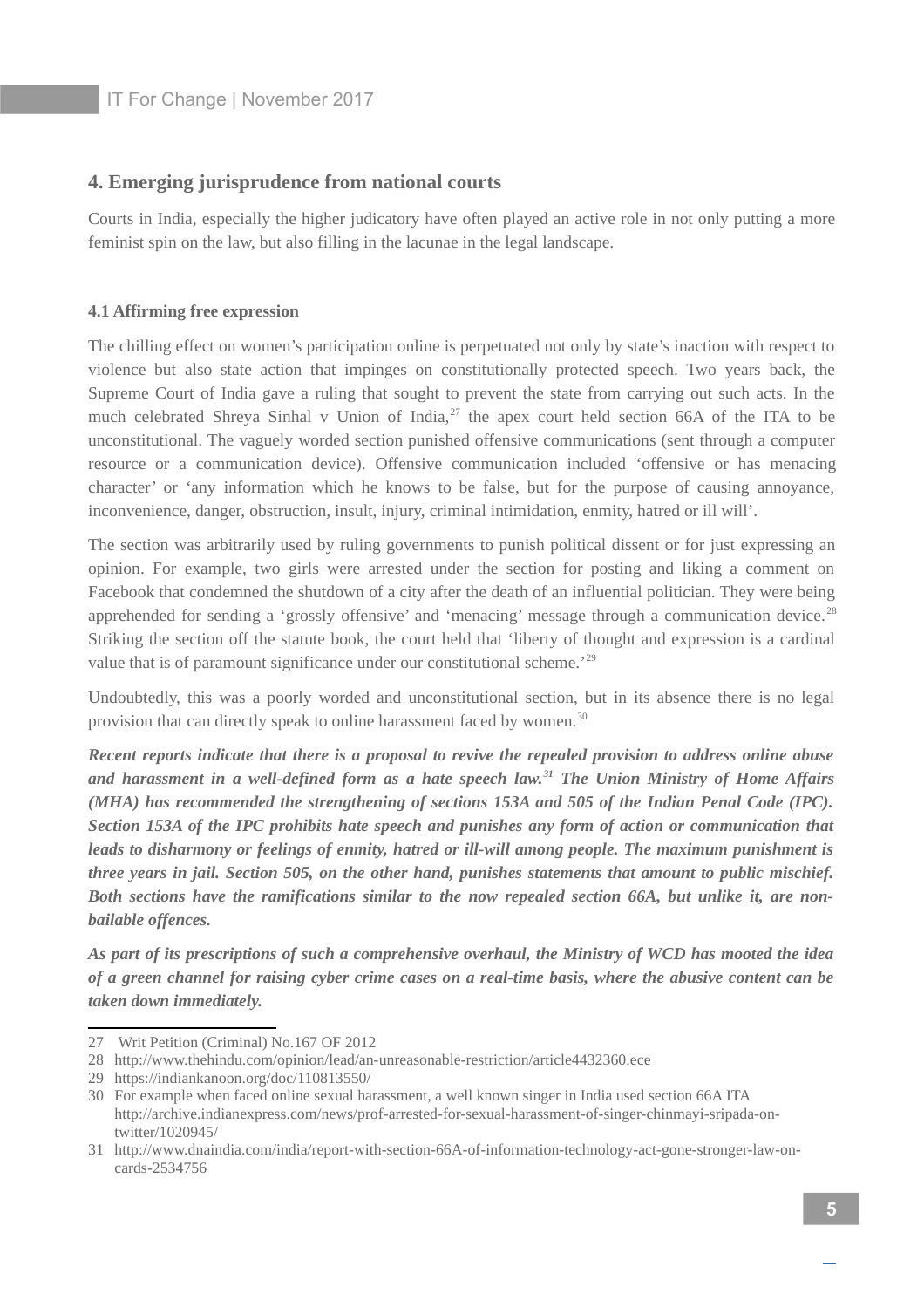## 4. Emerging jurisprudence from national courts

Courts in India, especially the higher judicatory have often played an active role in not only putting a more feminist spin on the law, but also filling in the lacunae in the legal landscape.

### 4.1 Affirming free expression

The chilling effect on women's participation online is perpetuated not only by state's inaction with respect to violence but also state action that impinges on constitutionally protected speech. Two years back, the Supreme Court of India gave a ruling that sought to prevent the state from carrying out such acts. In the much celebrated Shreya Sinhal v Union of India,[27] the apex court held section 66A of the ITA to be unconstitutional. The vaguely worded section punished offensive communications (sent through a computer resource or a communication device). Offensive communication included 'offensive or has menacing character' or 'any information which he knows to be false, but for the purpose of causing annoyance, inconvenience, danger, obstruction, insult, injury, criminal intimidation, enmity, hatred or ill will'.

The section was arbitrarily used by ruling governments to punish political dissent or for just expressing an opinion. For example, two girls were arrested under the section for posting and liking a comment on Facebook that condemned the shutdown of a city after the death of an influential politician. They were being apprehended for sending a 'grossly offensive' and 'menacing' message through a communication device.[28] Striking the section off the statute book, the court held that 'liberty of thought and expression is a cardinal value that is of paramount significance under our constitutional scheme.'[29]

Undoubtedly, this was a poorly worded and unconstitutional section, but in its absence there is no legal provision that can directly speak to online harassment faced by women.[30]

***Recent reports indicate that there is a proposal to revive the repealed provision to address online abuse and harassment in a well-defined form as a hate speech law.[31] The Union Ministry of Home Affairs (MHA) has recommended the strengthening of sections 153A and 505 of the Indian Penal Code (IPC). Section 153A of the IPC prohibits hate speech and punishes any form of action or communication that leads to disharmony or feelings of enmity, hatred or ill-will among people. The maximum punishment is three years in jail. Section 505, on the other hand, punishes statements that amount to public mischief. Both sections have the ramifications similar to the now repealed section 66A, but unlike it, are non-bailable offences.***

***As part of its prescriptions of such a comprehensive overhaul, the Ministry of WCD has mooted the idea of a green channel for raising cyber crime cases on a real-time basis, where the abusive content can be taken down immediately.***

---

27 Writ Petition (Criminal) No.167 OF 2012

28 http://www.thehindu.com/opinion/lead/an-unreasonable-restriction/article4432360.ece

29 https://indiankanoon.org/doc/110813550/

30 For example when faced online sexual harassment, a well known singer in India used section 66A ITA http://archive.indianexpress.com/news/prof-arrested-for-sexual-harassment-of-singer-chinmayi-sripada-on-twitter/1020945/

31 http://www.dnaindia.com/india/report-with-section-66A-of-information-technology-act-gone-stronger-law-on-cards-2534756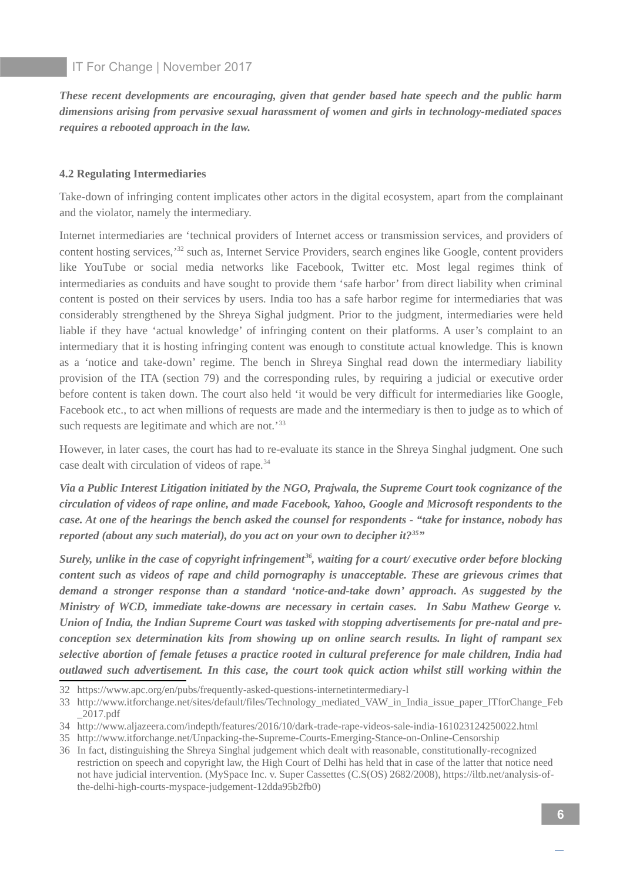***These recent developments are encouraging, given that gender based hate speech and the public harm dimensions arising from pervasive sexual harassment of women and girls in technology-mediated spaces requires a rebooted approach in the law.***

### 4.2 Regulating Intermediaries

Take-down of infringing content implicates other actors in the digital ecosystem, apart from the complainant and the violator, namely the intermediary.

Internet intermediaries are 'technical providers of Internet access or transmission services, and providers of content hosting services,'[32] such as, Internet Service Providers, search engines like Google, content providers like YouTube or social media networks like Facebook, Twitter etc. Most legal regimes think of intermediaries as conduits and have sought to provide them 'safe harbor' from direct liability when criminal content is posted on their services by users. India too has a safe harbor regime for intermediaries that was considerably strengthened by the Shreya Sighal judgment. Prior to the judgment, intermediaries were held liable if they have 'actual knowledge' of infringing content on their platforms. A user's complaint to an intermediary that it is hosting infringing content was enough to constitute actual knowledge. This is known as a 'notice and take-down' regime. The bench in Shreya Singhal read down the intermediary liability provision of the ITA (section 79) and the corresponding rules, by requiring a judicial or executive order before content is taken down. The court also held 'it would be very difficult for intermediaries like Google, Facebook etc., to act when millions of requests are made and the intermediary is then to judge as to which of such requests are legitimate and which are not.'[33]

However, in later cases, the court has had to re-evaluate its stance in the Shreya Singhal judgment. One such case dealt with circulation of videos of rape.[34]

***Via a Public Interest Litigation initiated by the NGO, Prajwala, the Supreme Court took cognizance of the circulation of videos of rape online, and made Facebook, Yahoo, Google and Microsoft respondents to the case. At one of the hearings the bench asked the counsel for respondents - "take for instance, nobody has reported (about any such material), do you act on your own to decipher it?[35]"***

***Surely, unlike in the case of copyright infringement[36], waiting for a court/ executive order before blocking content such as videos of rape and child pornography is unacceptable. These are grievous crimes that demand a stronger response than a standard 'notice-and-take down' approach. As suggested by the Ministry of WCD, immediate take-downs are necessary in certain cases. In Sabu Mathew George v. Union of India, the Indian Supreme Court was tasked with stopping advertisements for pre-natal and pre-conception sex determination kits from showing up on online search results. In light of rampant sex selective abortion of female fetuses a practice rooted in cultural preference for male children, India had outlawed such advertisement. In this case, the court took quick action whilst still working within the***

---

32 https://www.apc.org/en/pubs/frequently-asked-questions-internetintermediary-l

33 http://www.itforchange.net/sites/default/files/Technology_mediated_VAW_in_India_issue_paper_ITforChange_Feb_2017.pdf

34 http://www.aljazeera.com/indepth/features/2016/10/dark-trade-rape-videos-sale-india-161023124250022.html

35 http://www.itforchange.net/Unpacking-the-Supreme-Courts-Emerging-Stance-on-Online-Censorship

36 In fact, distinguishing the Shreya Singhal judgement which dealt with reasonable, constitutionally-recognized restriction on speech and copyright law, the High Court of Delhi has held that in case of the latter that notice need not have judicial intervention. (MySpace Inc. v. Super Cassettes (C.S(OS) 2682/2008), https://iltb.net/analysis-of-the-delhi-high-courts-myspace-judgement-12dda95b2fb0)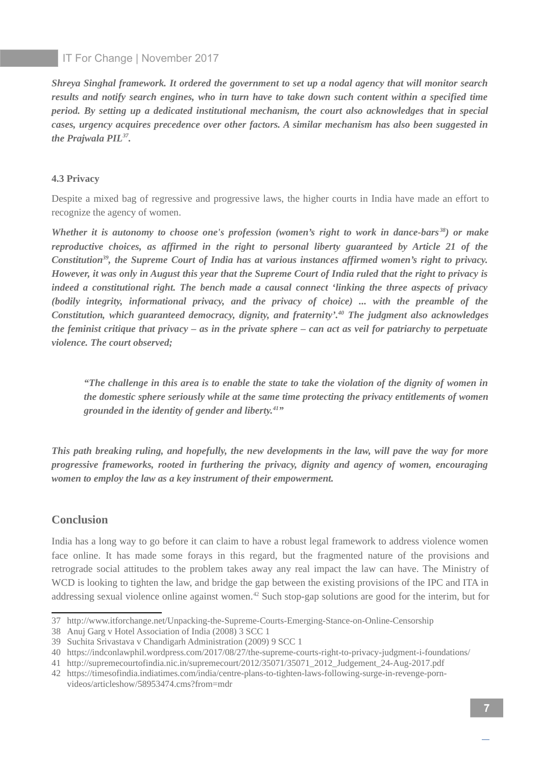***Shreya Singhal framework. It ordered the government to set up a nodal agency that will monitor search results and notify search engines, who in turn have to take down such content within a specified time period. By setting up a dedicated institutional mechanism, the court also acknowledges that in special cases, urgency acquires precedence over other factors. A similar mechanism has also been suggested in the Prajwala PIL[37].***

### 4.3 Privacy

Despite a mixed bag of regressive and progressive laws, the higher courts in India have made an effort to recognize the agency of women.

***Whether it is autonomy to choose one's profession (women's right to work in dance-bars[38]) or make reproductive choices, as affirmed in the right to personal liberty guaranteed by Article 21 of the Constitution[39], the Supreme Court of India has at various instances affirmed women's right to privacy. However, it was only in August this year that the Supreme Court of India ruled that the right to privacy is indeed a constitutional right. The bench made a causal connect 'linking the three aspects of privacy (bodily integrity, informational privacy, and the privacy of choice) ... with the preamble of the Constitution, which guaranteed democracy, dignity, and fraternity'.[40] The judgment also acknowledges the feminist critique that privacy – as in the private sphere – can act as veil for patriarchy to perpetuate violence. The court observed;***

> ***"The challenge in this area is to enable the state to take the violation of the dignity of women in the domestic sphere seriously while at the same time protecting the privacy entitlements of women grounded in the identity of gender and liberty.[41]"***

***This path breaking ruling, and hopefully, the new developments in the law, will pave the way for more progressive frameworks, rooted in furthering the privacy, dignity and agency of women, encouraging women to employ the law as a key instrument of their empowerment.***

## Conclusion

India has a long way to go before it can claim to have a robust legal framework to address violence women face online. It has made some forays in this regard, but the fragmented nature of the provisions and retrograde social attitudes to the problem takes away any real impact the law can have. The Ministry of WCD is looking to tighten the law, and bridge the gap between the existing provisions of the IPC and ITA in addressing sexual violence online against women.[42] Such stop-gap solutions are good for the interim, but for

---

37 http://www.itforchange.net/Unpacking-the-Supreme-Courts-Emerging-Stance-on-Online-Censorship

38 Anuj Garg v Hotel Association of India (2008) 3 SCC 1

39 Suchita Srivastava v Chandigarh Administration (2009) 9 SCC 1

40 https://indconlawphil.wordpress.com/2017/08/27/the-supreme-courts-right-to-privacy-judgment-i-foundations/

41 http://supremecourtofindia.nic.in/supremecourt/2012/35071/35071_2012_Judgement_24-Aug-2017.pdf

42 https://timesofindia.indiatimes.com/india/centre-plans-to-tighten-laws-following-surge-in-revenge-porn-videos/articleshow/58953474.cms?from=mdr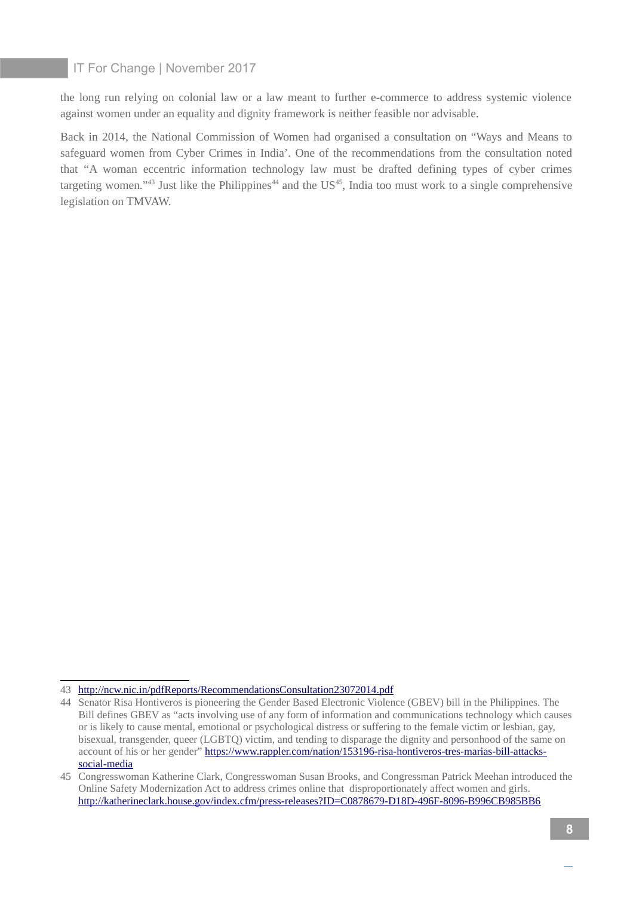the long run relying on colonial law or a law meant to further e-commerce to address systemic violence against women under an equality and dignity framework is neither feasible nor advisable.

Back in 2014, the National Commission of Women had organised a consultation on "Ways and Means to safeguard women from Cyber Crimes in India'. One of the recommendations from the consultation noted that "A woman eccentric information technology law must be drafted defining types of cyber crimes targeting women."[43] Just like the Philippines[44] and the US[45], India too must work to a single comprehensive legislation on TMVAW.

---

43 http://ncw.nic.in/pdfReports/RecommendationsConsultation23072014.pdf

44 Senator Risa Hontiveros is pioneering the Gender Based Electronic Violence (GBEV) bill in the Philippines. The Bill defines GBEV as "acts involving use of any form of information and communications technology which causes or is likely to cause mental, emotional or psychological distress or suffering to the female victim or lesbian, gay, bisexual, transgender, queer (LGBTQ) victim, and tending to disparage the dignity and personhood of the same on account of his or her gender" https://www.rappler.com/nation/153196-risa-hontiveros-tres-marias-bill-attacks-social-media

45 Congresswoman Katherine Clark, Congresswoman Susan Brooks, and Congressman Patrick Meehan introduced the Online Safety Modernization Act to address crimes online that disproportionately affect women and girls. http://katherineclark.house.gov/index.cfm/press-releases?ID=C0878679-D18D-496F-8096-B996CB985BB6